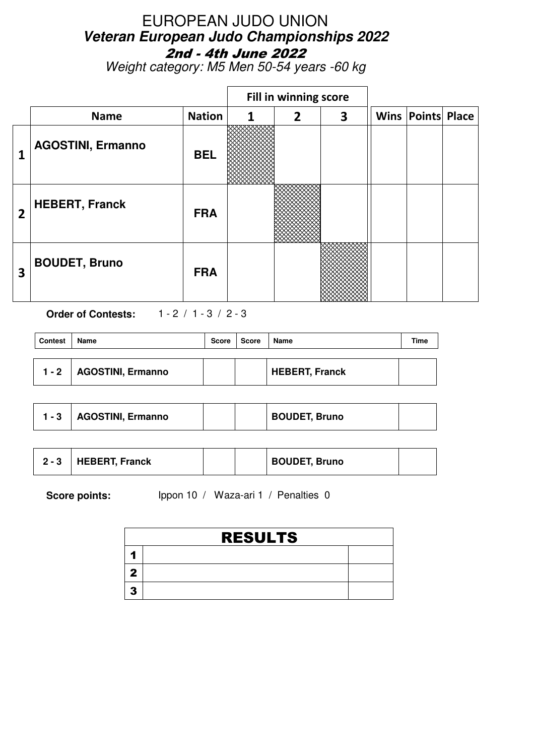# EUROPEAN JUDO UNION

## *Veteran European Judo Championships 2022*

### 2nd - 4th June 2022

*Weight category: M5 Men 50-54 years -60 kg*

| | Name | Nation | Fill in winning score 1 | 2 | 3 | Wins | Points | Place |
|---|---|---|---|---|---|---|---|---|
| 1 | AGOSTINI, Ermanno | BEL | | | | | | |
| 2 | HEBERT, Franck | FRA | | | | | | |
| 3 | BOUDET, Bruno | FRA | | | | | | |

**Order of Contests:** 1 - 2 / 1 - 3 / 2 - 3

| Contest | Name | Score | Score | Name | Time |
|---|---|---|---|---|---|
| 1 - 2 | AGOSTINI, Ermanno | | | HEBERT, Franck | |
| 1 - 3 | AGOSTINI, Ermanno | | | BOUDET, Bruno | |
| 2 - 3 | HEBERT, Franck | | | BOUDET, Bruno | |

**Score points:** Ippon 10 / Waza-ari 1 / Penalties 0

| RESULTS | | |
|---|---|---|
| 1 | | |
| 2 | | |
| 3 | | |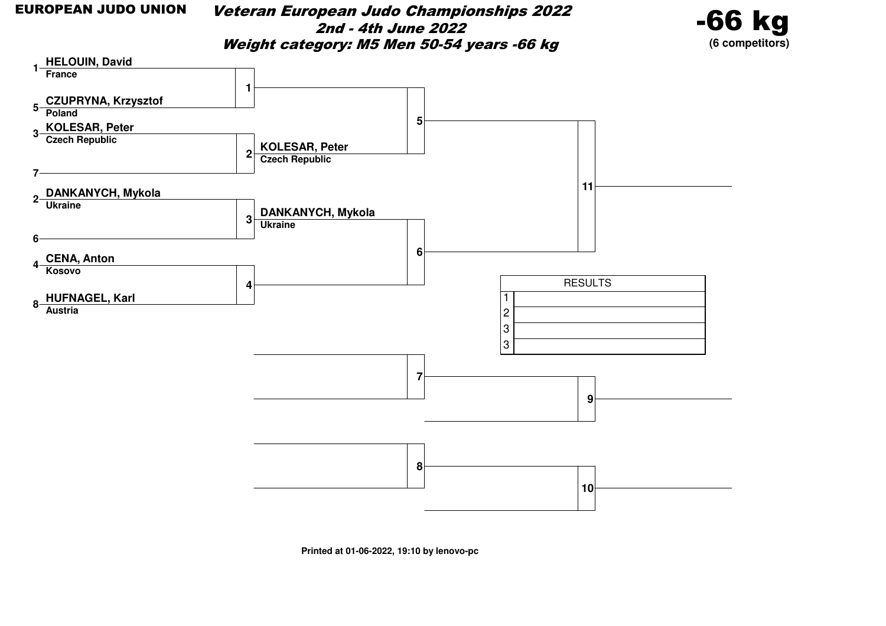**EUROPEAN JUDO UNION**

# *Veteran European Judo Championships 2022*

***2nd - 4th June 2022***

***Weight category: M5 Men 50-54 years -66 kg***

**-66 kg**
**(6 competitors)**

| Seed | Competitor | Country | Contest | Winner |
|---|---|---|---|---|
| 1 | HELOUIN, David | France | 1 | |
| 5 | CZUPRYNA, Krzysztof | Poland | 1 | |
| 3 | KOLESAR, Peter | Czech Republic | 2 | KOLESAR, Peter (Czech Republic) |
| 7 | | | 2 | |
| 2 | DANKANYCH, Mykola | Ukraine | 3 | DANKANYCH, Mykola (Ukraine) |
| 6 | | | 3 | |
| 4 | CENA, Anton | Kosovo | 4 | |
| 8 | HUFNAGEL, Karl | Austria | 4 | |

Contest 5: winner of 1 vs KOLESAR, Peter (Czech Republic)

Contest 6: DANKANYCH, Mykola (Ukraine) vs winner of 4

Contest 11: winner of 5 vs winner of 6

Repechage: Contests 7, 8, 9, 10

| RESULTS | |
|---|---|
| 1 | |
| 2 | |
| 3 | |
| 3 | |

**Printed at 01-06-2022, 19:10 by lenovo-pc**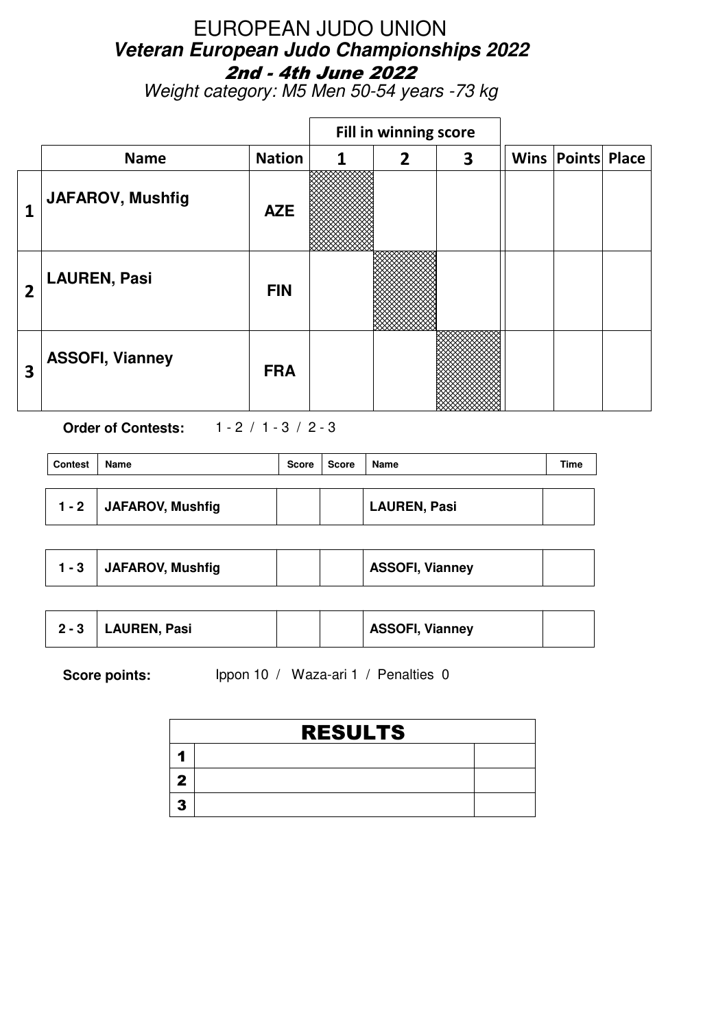# EUROPEAN JUDO UNION

## *Veteran European Judo Championships 2022*

### 2nd - 4th June 2022

*Weight category: M5 Men 50-54 years -73 kg*

| | Name | Nation | Fill in winning score 1 | 2 | 3 | Wins | Points | Place |
|---|---|---|---|---|---|---|---|---|
| 1 | JAFAROV, Mushfig | AZE | | | | | | |
| 2 | LAUREN, Pasi | FIN | | | | | | |
| 3 | ASSOFI, Vianney | FRA | | | | | | |

**Order of Contests:** 1 - 2 / 1 - 3 / 2 - 3

| Contest | Name | Score | Score | Name | Time |
|---|---|---|---|---|---|
| 1 - 2 | JAFAROV, Mushfig | | | LAUREN, Pasi | |
| 1 - 3 | JAFAROV, Mushfig | | | ASSOFI, Vianney | |
| 2 - 3 | LAUREN, Pasi | | | ASSOFI, Vianney | |

**Score points:** Ippon 10 / Waza-ari 1 / Penalties 0

| RESULTS | | |
|---|---|---|
| 1 | | |
| 2 | | |
| 3 | | |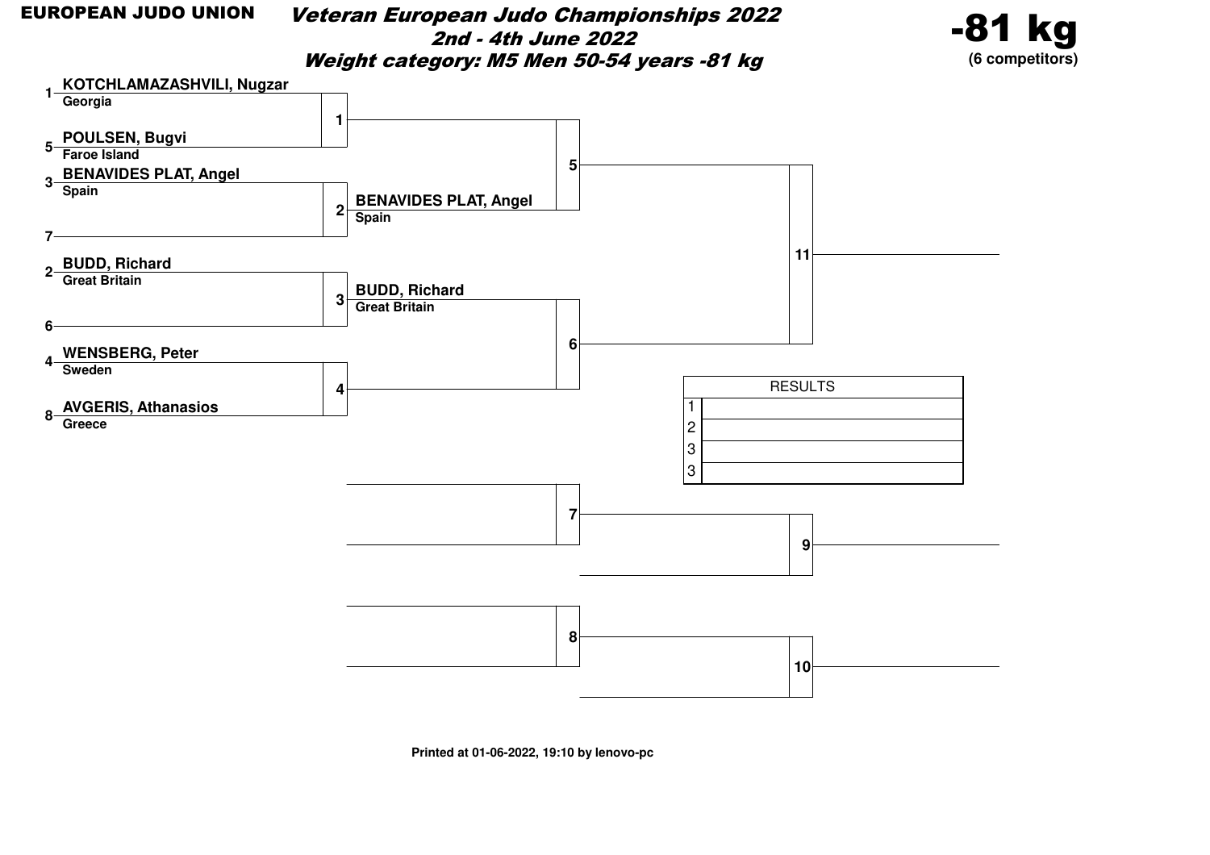**EUROPEAN JUDO UNION**

# *Veteran European Judo Championships 2022*

***2nd - 4th June 2022***

***Weight category: M5 Men 50-54 years -81 kg***

**-81 kg**

**(6 competitors)**

| Seed | Competitor | Country |
|---|---|---|
| 1 | **KOTCHLAMAZASHVILI, Nugzar** | Georgia |
| 5 | **POULSEN, Bugvi** | Faroe Island |
| 3 | **BENAVIDES PLAT, Angel** | Spain |
| 7 | | |
| 2 | **BUDD, Richard** | Great Britain |
| 6 | | |
| 4 | **WENSBERG, Peter** | Sweden |
| 8 | **AVGERIS, Athanasios** | Greece |

| Contest | Competitors | Winner |
|---|---|---|
| 1 | KOTCHLAMAZASHVILI, Nugzar vs POULSEN, Bugvi | |
| 2 | BENAVIDES PLAT, Angel vs (7) | **BENAVIDES PLAT, Angel** (Spain) |
| 3 | BUDD, Richard vs (6) | **BUDD, Richard** (Great Britain) |
| 4 | WENSBERG, Peter vs AVGERIS, Athanasios | |
| 5 | Winner 1 vs BENAVIDES PLAT, Angel | |
| 6 | BUDD, Richard vs Winner 4 | |
| 7 | | |
| 8 | | |
| 9 | | |
| 10 | | |
| 11 | Winner 5 vs Winner 6 | |

| RESULTS | |
|---|---|
| 1 | |
| 2 | |
| 3 | |
| 3 | |

**Printed at 01-06-2022, 19:10 by lenovo-pc**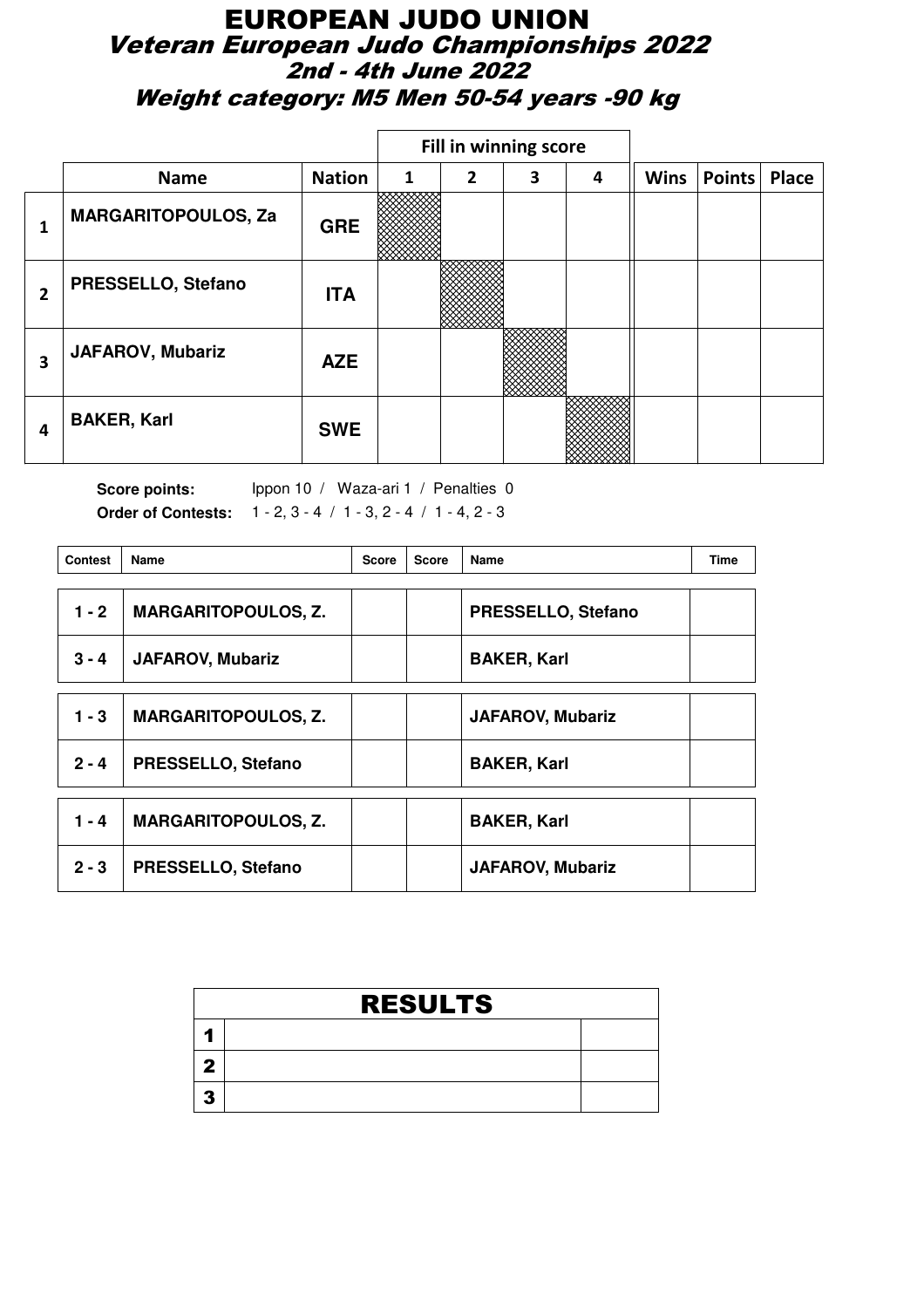# EUROPEAN JUDO UNION

## Veteran European Judo Championships 2022

### 2nd - 4th June 2022

### Weight category: M5 Men 50-54 years -90 kg

| | Name | Nation | Fill in winning score 1 | 2 | 3 | 4 | Wins | Points | Place |
|---|---|---|---|---|---|---|---|---|---|
| 1 | MARGARITOPOULOS, Za | GRE | | | | | | | |
| 2 | PRESSELLO, Stefano | ITA | | | | | | | |
| 3 | JAFAROV, Mubariz | AZE | | | | | | | |
| 4 | BAKER, Karl | SWE | | | | | | | |

**Score points:** Ippon 10 / Waza-ari 1 / Penalties 0

**Order of Contests:** 1 - 2, 3 - 4 / 1 - 3, 2 - 4 / 1 - 4, 2 - 3

| Contest | Name | Score | Score | Name | Time |
|---|---|---|---|---|---|
| 1 - 2 | MARGARITOPOULOS, Z. | | | PRESSELLO, Stefano | |
| 3 - 4 | JAFAROV, Mubariz | | | BAKER, Karl | |
| 1 - 3 | MARGARITOPOULOS, Z. | | | JAFAROV, Mubariz | |
| 2 - 4 | PRESSELLO, Stefano | | | BAKER, Karl | |
| 1 - 4 | MARGARITOPOULOS, Z. | | | BAKER, Karl | |
| 2 - 3 | PRESSELLO, Stefano | | | JAFAROV, Mubariz | |

| RESULTS | | |
|---|---|---|
| 1 | | |
| 2 | | |
| 3 | | |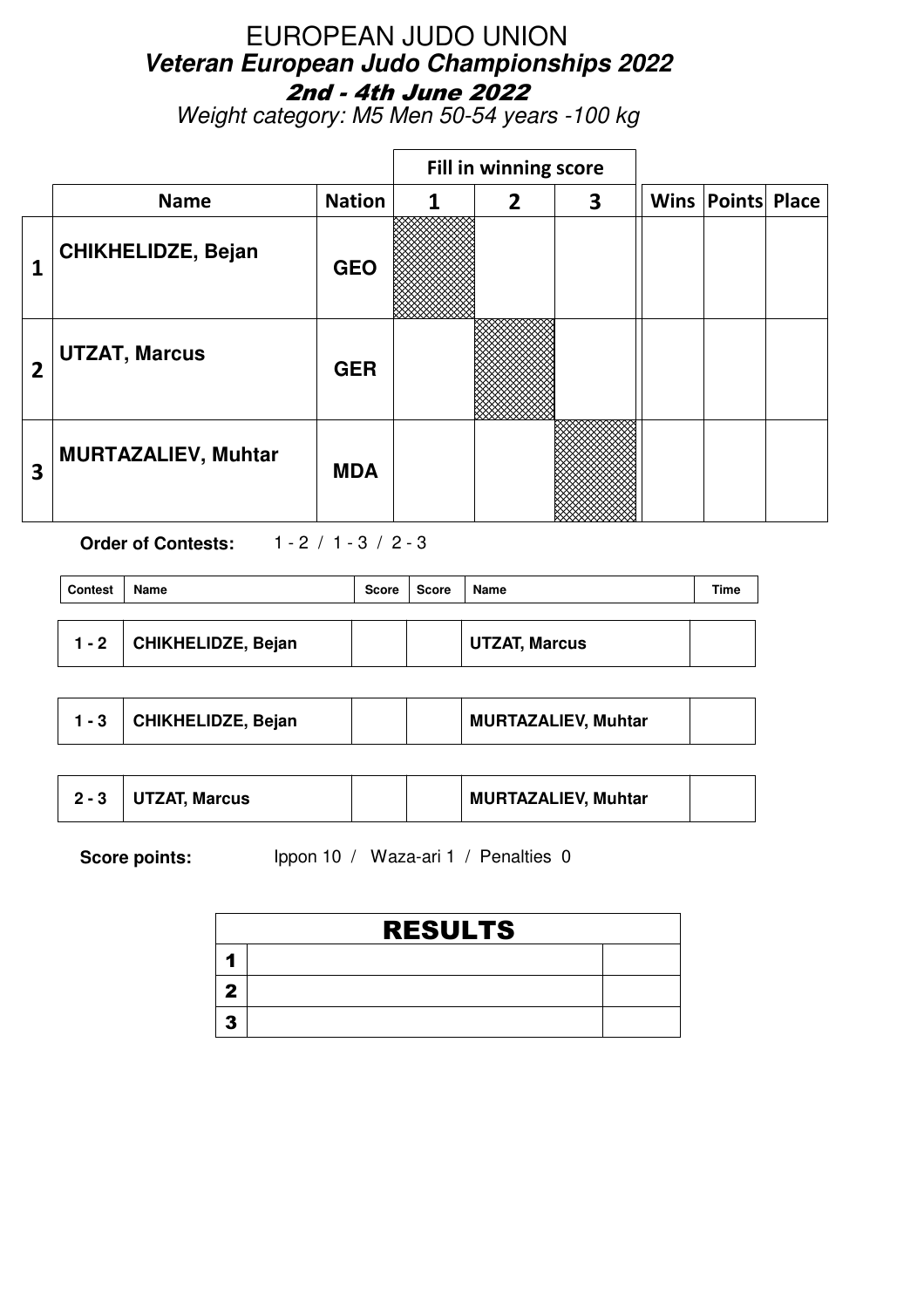# EUROPEAN JUDO UNION

## *Veteran European Judo Championships 2022*

## 2nd - 4th June 2022

*Weight category: M5 Men 50-54 years -100 kg*

| | Name | Nation | Fill in winning score 1 | 2 | 3 | Wins | Points | Place |
|---|---|---|---|---|---|---|---|---|
| 1 | CHIKHELIDZE, Bejan | GEO | | | | | | |
| 2 | UTZAT, Marcus | GER | | | | | | |
| 3 | MURTAZALIEV, Muhtar | MDA | | | | | | |

**Order of Contests:** 1 - 2 / 1 - 3 / 2 - 3

| Contest | Name | Score | Score | Name | Time |
|---|---|---|---|---|---|
| 1 - 2 | CHIKHELIDZE, Bejan | | | UTZAT, Marcus | |
| 1 - 3 | CHIKHELIDZE, Bejan | | | MURTAZALIEV, Muhtar | |
| 2 - 3 | UTZAT, Marcus | | | MURTAZALIEV, Muhtar | |

**Score points:** Ippon 10 / Waza-ari 1 / Penalties 0

| RESULTS | | |
|---|---|---|
| 1 | | |
| 2 | | |
| 3 | | |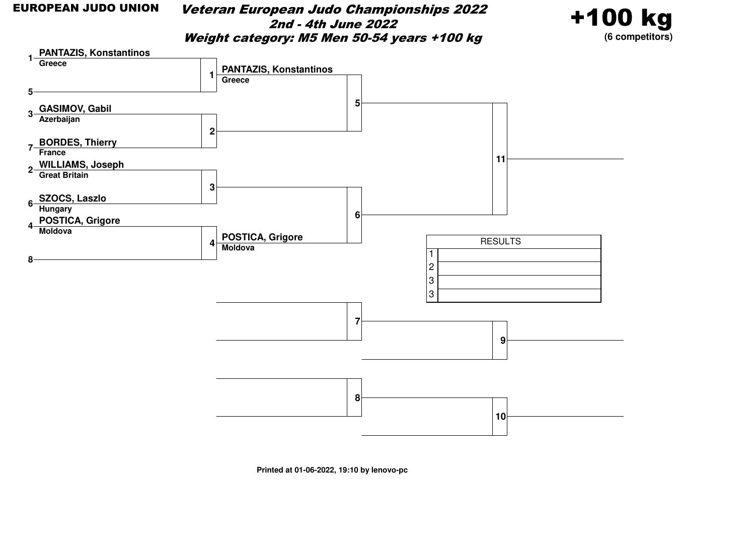**EUROPEAN JUDO UNION**

# *Veteran European Judo Championships 2022*

## *2nd - 4th June 2022*

## *Weight category: M5 Men 50-54 years +100 kg*

**+100 kg**
**(6 competitors)**

| Seed | Competitor | Country | Match | Winner |
|---|---|---|---|---|
| 1 | PANTAZIS, Konstantinos | Greece | 1 | PANTAZIS, Konstantinos (Greece) |
| 5 | | | 1 | |
| 3 | GASIMOV, Gabil | Azerbaijan | 2 | |
| 7 | BORDES, Thierry | France | 2 | |
| 2 | WILLIAMS, Joseph | Great Britain | 3 | |
| 6 | SZOCS, Laszlo | Hungary | 3 | |
| 4 | POSTICA, Grigore | Moldova | 4 | POSTICA, Grigore (Moldova) |
| 8 | | | 4 | |

Match 5: Winner of 1 vs Winner of 2

Match 6: Winner of 3 vs Winner of 4

Match 11: Winner of 5 vs Winner of 6

Repechage: Match 7, Match 8, Match 9, Match 10

| RESULTS | |
|---|---|
| 1 | |
| 2 | |
| 3 | |
| 3 | |

**Printed at 01-06-2022, 19:10 by lenovo-pc**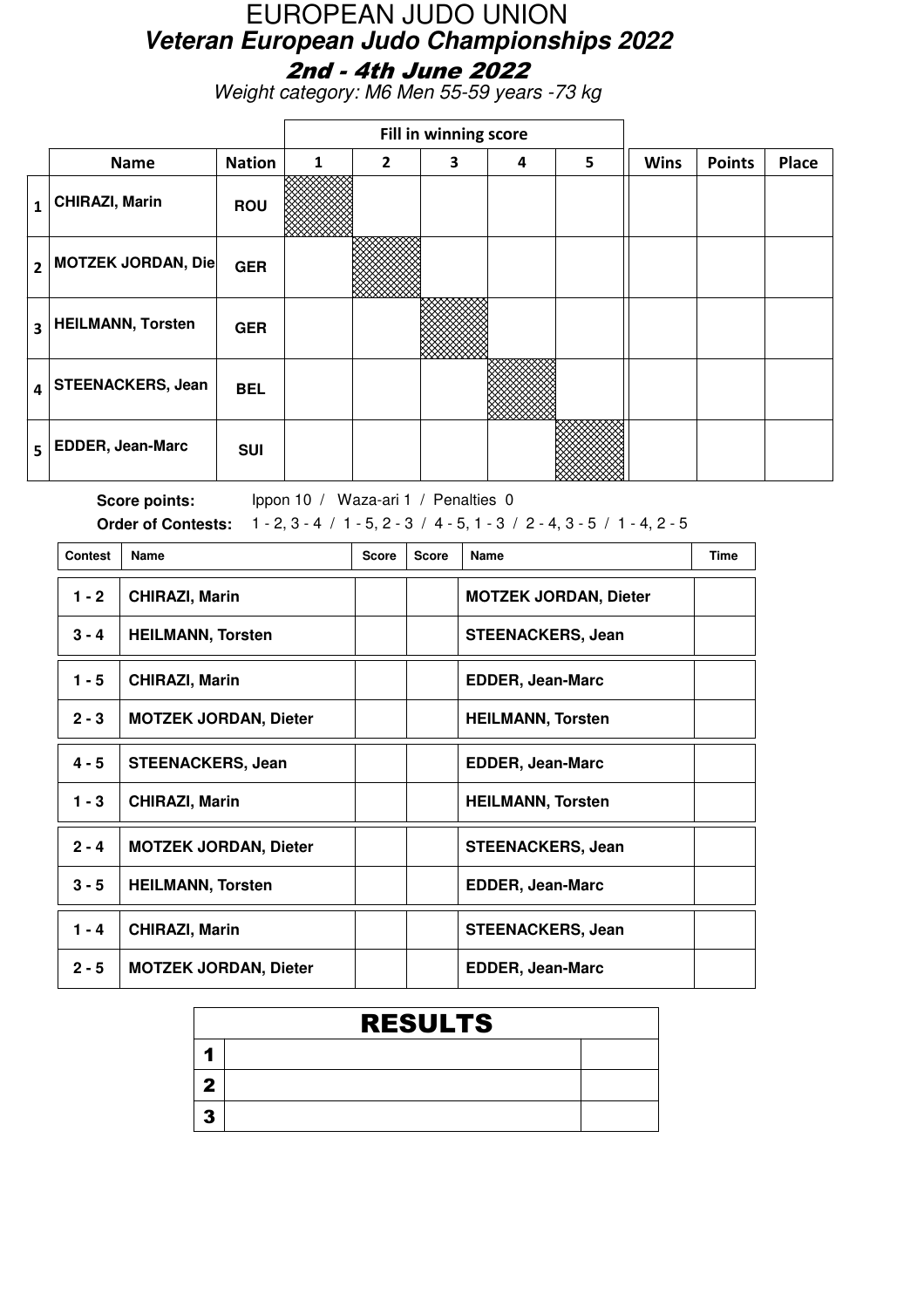# EUROPEAN JUDO UNION

## *Veteran European Judo Championships 2022*

### *2nd - 4th June 2022*

*Weight category: M6 Men 55-59 years -73 kg*

| | Name | Nation | Fill in winning score 1 | 2 | 3 | 4 | 5 | Wins | Points | Place |
|---|---|---|---|---|---|---|---|---|---|---|
| 1 | CHIRAZI, Marin | ROU | | | | | | | | |
| 2 | MOTZEK JORDAN, Die | GER | | | | | | | | |
| 3 | HEILMANN, Torsten | GER | | | | | | | | |
| 4 | STEENACKERS, Jean | BEL | | | | | | | | |
| 5 | EDDER, Jean-Marc | SUI | | | | | | | | |

**Score points:** Ippon 10 / Waza-ari 1 / Penalties 0

**Order of Contests:** 1 - 2, 3 - 4 / 1 - 5, 2 - 3 / 4 - 5, 1 - 3 / 2 - 4, 3 - 5 / 1 - 4, 2 - 5

| Contest | Name | Score | Score | Name | Time |
|---|---|---|---|---|---|
| 1 - 2 | CHIRAZI, Marin | | | MOTZEK JORDAN, Dieter | |
| 3 - 4 | HEILMANN, Torsten | | | STEENACKERS, Jean | |
| 1 - 5 | CHIRAZI, Marin | | | EDDER, Jean-Marc | |
| 2 - 3 | MOTZEK JORDAN, Dieter | | | HEILMANN, Torsten | |
| 4 - 5 | STEENACKERS, Jean | | | EDDER, Jean-Marc | |
| 1 - 3 | CHIRAZI, Marin | | | HEILMANN, Torsten | |
| 2 - 4 | MOTZEK JORDAN, Dieter | | | STEENACKERS, Jean | |
| 3 - 5 | HEILMANN, Torsten | | | EDDER, Jean-Marc | |
| 1 - 4 | CHIRAZI, Marin | | | STEENACKERS, Jean | |
| 2 - 5 | MOTZEK JORDAN, Dieter | | | EDDER, Jean-Marc | |

| RESULTS | | |
|---|---|---|
| 1 | | |
| 2 | | |
| 3 | | |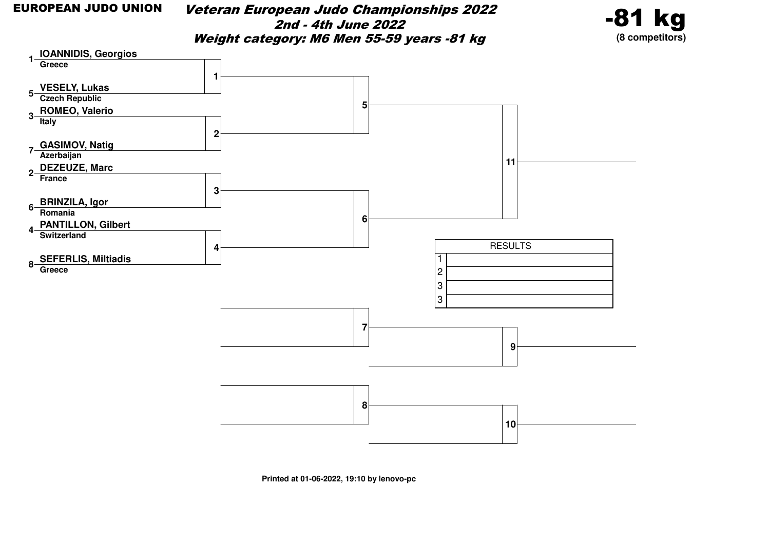**EUROPEAN JUDO UNION**

# *Veteran European Judo Championships 2022*

## *2nd - 4th June 2022*

## *Weight category: M6 Men 55-59 years -81 kg*

**-81 kg**
**(8 competitors)**

| Seed | Name | Country | Contest |
|---|---|---|---|
| 1 | **IOANNIDIS, Georgios** | Greece | 1 |
| 5 | **VESELY, Lukas** | Czech Republic | 1 |
| 3 | **ROMEO, Valerio** | Italy | 2 |
| 7 | **GASIMOV, Natig** | Azerbaijan | 2 |
| 2 | **DEZEUZE, Marc** | France | 3 |
| 6 | **BRINZILA, Igor** | Romania | 3 |
| 4 | **PANTILLON, Gilbert** | Switzerland | 4 |
| 8 | **SEFERLIS, Miltiadis** | Greece | 4 |

Contests: 5, 6, 11, 7, 8, 9, 10

| RESULTS | |
|---|---|
| 1 | |
| 2 | |
| 3 | |
| 3 | |

**Printed at 01-06-2022, 19:10 by lenovo-pc**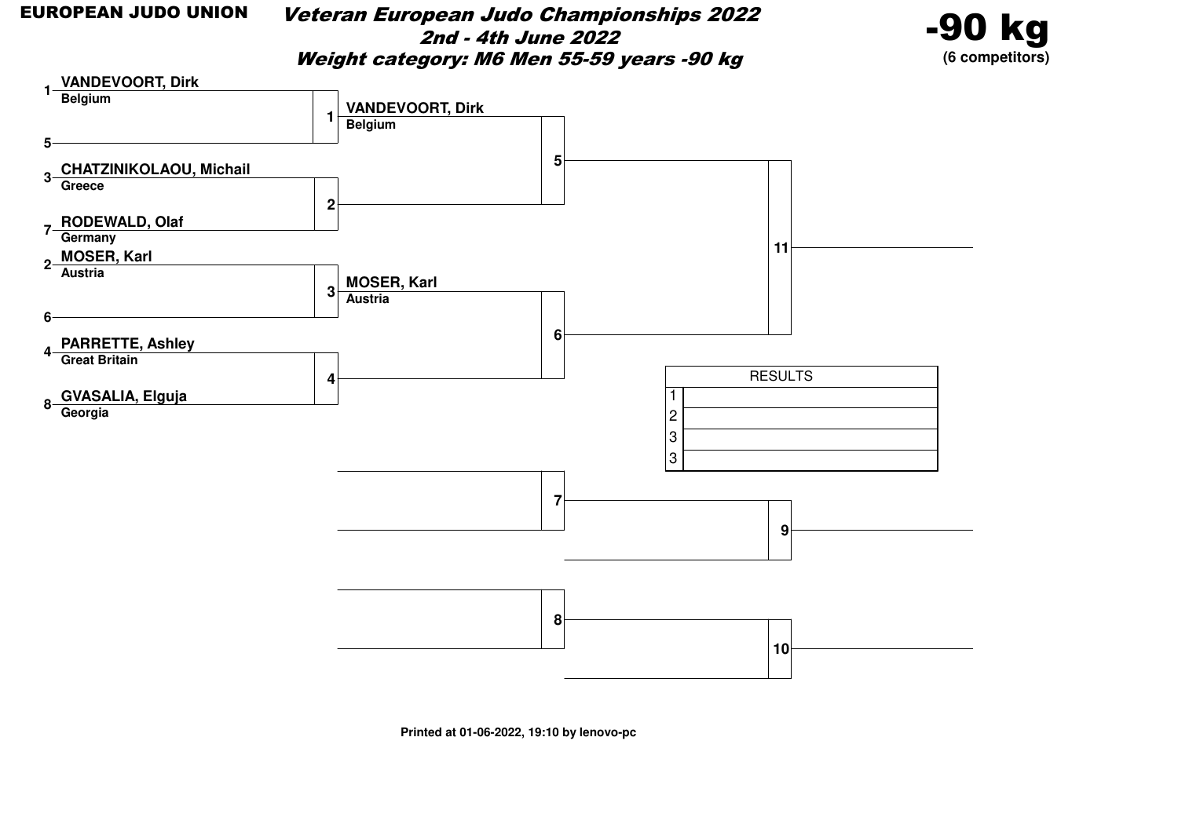**EUROPEAN JUDO UNION**

# *Veteran European Judo Championships 2022*

## *2nd - 4th June 2022*

### *Weight category: M6 Men 55-59 years -90 kg*

**-90 kg**
**(6 competitors)**

| Seed | Competitor | Country |
|---|---|---|
| 1 | VANDEVOORT, Dirk | Belgium |
| 5 | | |
| 3 | CHATZINIKOLAOU, Michail | Greece |
| 7 | RODEWALD, Olaf | Germany |
| 2 | MOSER, Karl | Austria |
| 6 | | |
| 4 | PARRETTE, Ashley | Great Britain |
| 8 | GVASALIA, Elguja | Georgia |

| Contest | Winner |
|---|---|
| 1 | VANDEVOORT, Dirk (Belgium) |
| 2 | |
| 3 | MOSER, Karl (Austria) |
| 4 | |
| 5 | |
| 6 | |
| 7 | |
| 8 | |
| 9 | |
| 10 | |
| 11 | |

| RESULTS | |
|---|---|
| 1 | |
| 2 | |
| 3 | |
| 3 | |

**Printed at 01-06-2022, 19:10 by lenovo-pc**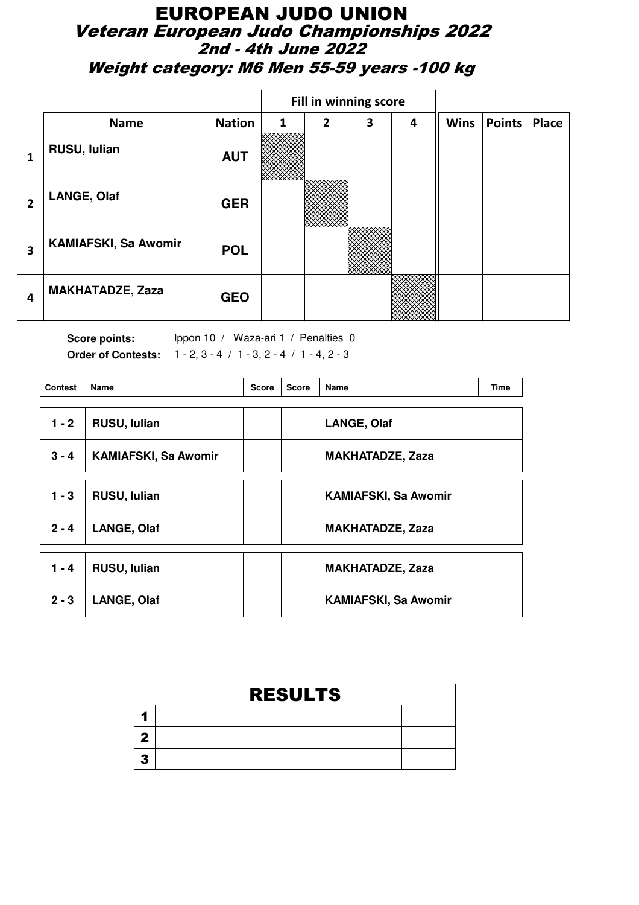# EUROPEAN JUDO UNION

## Veteran European Judo Championships 2022

### 2nd - 4th June 2022

### Weight category: M6 Men 55-59 years -100 kg

| | | | Fill in winning score | | | | | | |
|---|---|---|---|---|---|---|---|---|---|
| | **Name** | **Nation** | **1** | **2** | **3** | **4** | **Wins** | **Points** | **Place** |
| **1** | **RUSU, Iulian** | **AUT** | | | | | | | |
| **2** | **LANGE, Olaf** | **GER** | | | | | | | |
| **3** | **KAMIAFSKI, Sa Awomir** | **POL** | | | | | | | |
| **4** | **MAKHATADZE, Zaza** | **GEO** | | | | | | | |

**Score points:** Ippon 10 / Waza-ari 1 / Penalties 0

**Order of Contests:** 1 - 2, 3 - 4 / 1 - 3, 2 - 4 / 1 - 4, 2 - 3

| Contest | Name | Score | Score | Name | Time |
|---|---|---|---|---|---|
| **1 - 2** | **RUSU, Iulian** | | | **LANGE, Olaf** | |
| **3 - 4** | **KAMIAFSKI, Sa Awomir** | | | **MAKHATADZE, Zaza** | |
| **1 - 3** | **RUSU, Iulian** | | | **KAMIAFSKI, Sa Awomir** | |
| **2 - 4** | **LANGE, Olaf** | | | **MAKHATADZE, Zaza** | |
| **1 - 4** | **RUSU, Iulian** | | | **MAKHATADZE, Zaza** | |
| **2 - 3** | **LANGE, Olaf** | | | **KAMIAFSKI, Sa Awomir** | |

| RESULTS | | |
|---|---|---|
| **1** | | |
| **2** | | |
| **3** | | |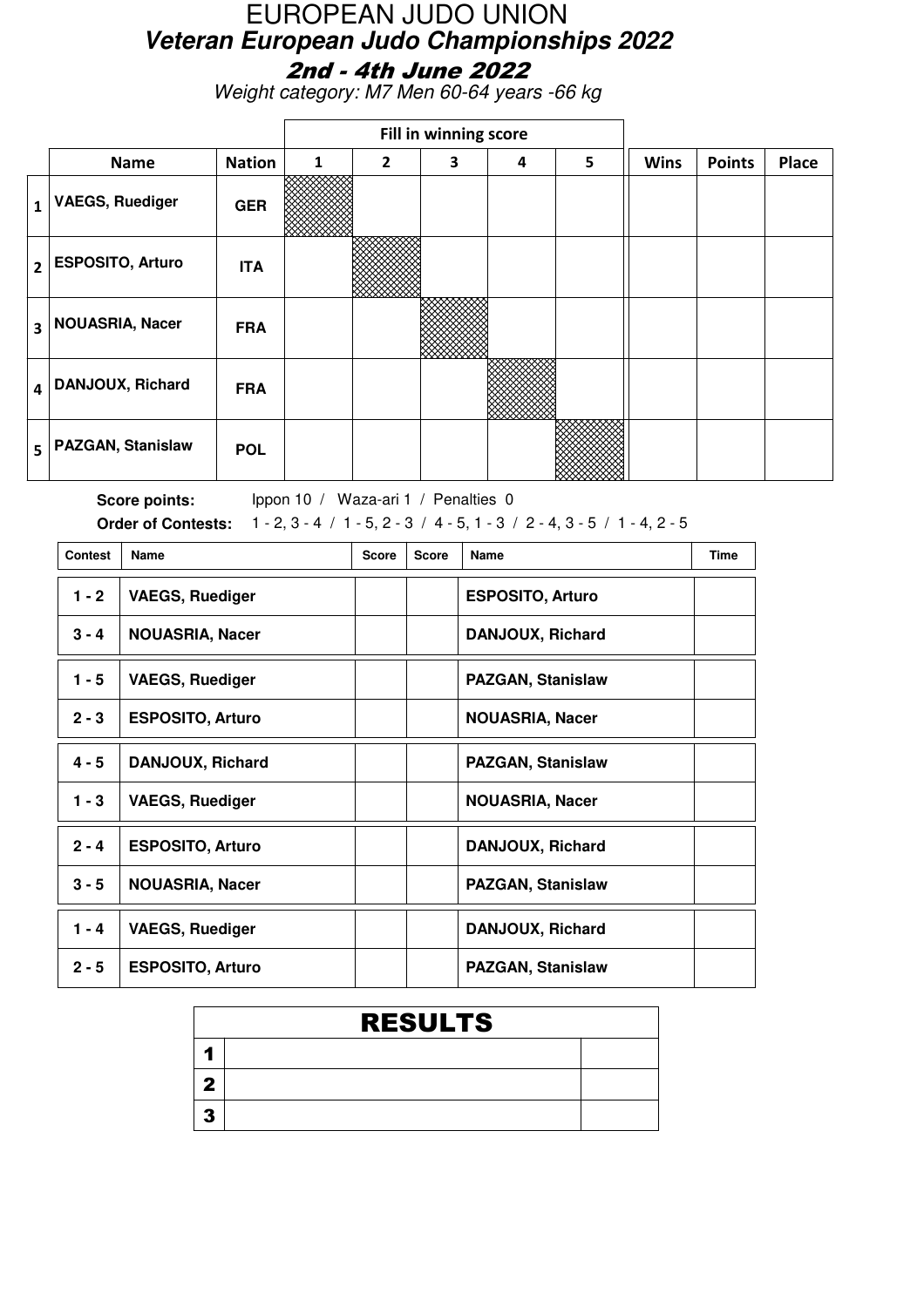# EUROPEAN JUDO UNION

## *Veteran European Judo Championships 2022*

### 2nd - 4th June 2022

*Weight category: M7 Men 60-64 years -66 kg*

| | | | Fill in winning score | | | | | | | |
|---|---|---|---|---|---|---|---|---|---|---|
| | **Name** | **Nation** | **1** | **2** | **3** | **4** | **5** | **Wins** | **Points** | **Place** |
| **1** | **VAEGS, Ruediger** | **GER** | | | | | | | | |
| **2** | **ESPOSITO, Arturo** | **ITA** | | | | | | | | |
| **3** | **NOUASRIA, Nacer** | **FRA** | | | | | | | | |
| **4** | **DANJOUX, Richard** | **FRA** | | | | | | | | |
| **5** | **PAZGAN, Stanislaw** | **POL** | | | | | | | | |

**Score points:** Ippon 10 / Waza-ari 1 / Penalties 0

**Order of Contests:** 1 - 2, 3 - 4 / 1 - 5, 2 - 3 / 4 - 5, 1 - 3 / 2 - 4, 3 - 5 / 1 - 4, 2 - 5

| Contest | Name | Score | Score | Name | Time |
|---|---|---|---|---|---|
| **1 - 2** | **VAEGS, Ruediger** | | | **ESPOSITO, Arturo** | |
| **3 - 4** | **NOUASRIA, Nacer** | | | **DANJOUX, Richard** | |
| **1 - 5** | **VAEGS, Ruediger** | | | **PAZGAN, Stanislaw** | |
| **2 - 3** | **ESPOSITO, Arturo** | | | **NOUASRIA, Nacer** | |
| **4 - 5** | **DANJOUX, Richard** | | | **PAZGAN, Stanislaw** | |
| **1 - 3** | **VAEGS, Ruediger** | | | **NOUASRIA, Nacer** | |
| **2 - 4** | **ESPOSITO, Arturo** | | | **DANJOUX, Richard** | |
| **3 - 5** | **NOUASRIA, Nacer** | | | **PAZGAN, Stanislaw** | |
| **1 - 4** | **VAEGS, Ruediger** | | | **DANJOUX, Richard** | |
| **2 - 5** | **ESPOSITO, Arturo** | | | **PAZGAN, Stanislaw** | |

| RESULTS | | |
|---|---|---|
| **1** | | |
| **2** | | |
| **3** | | |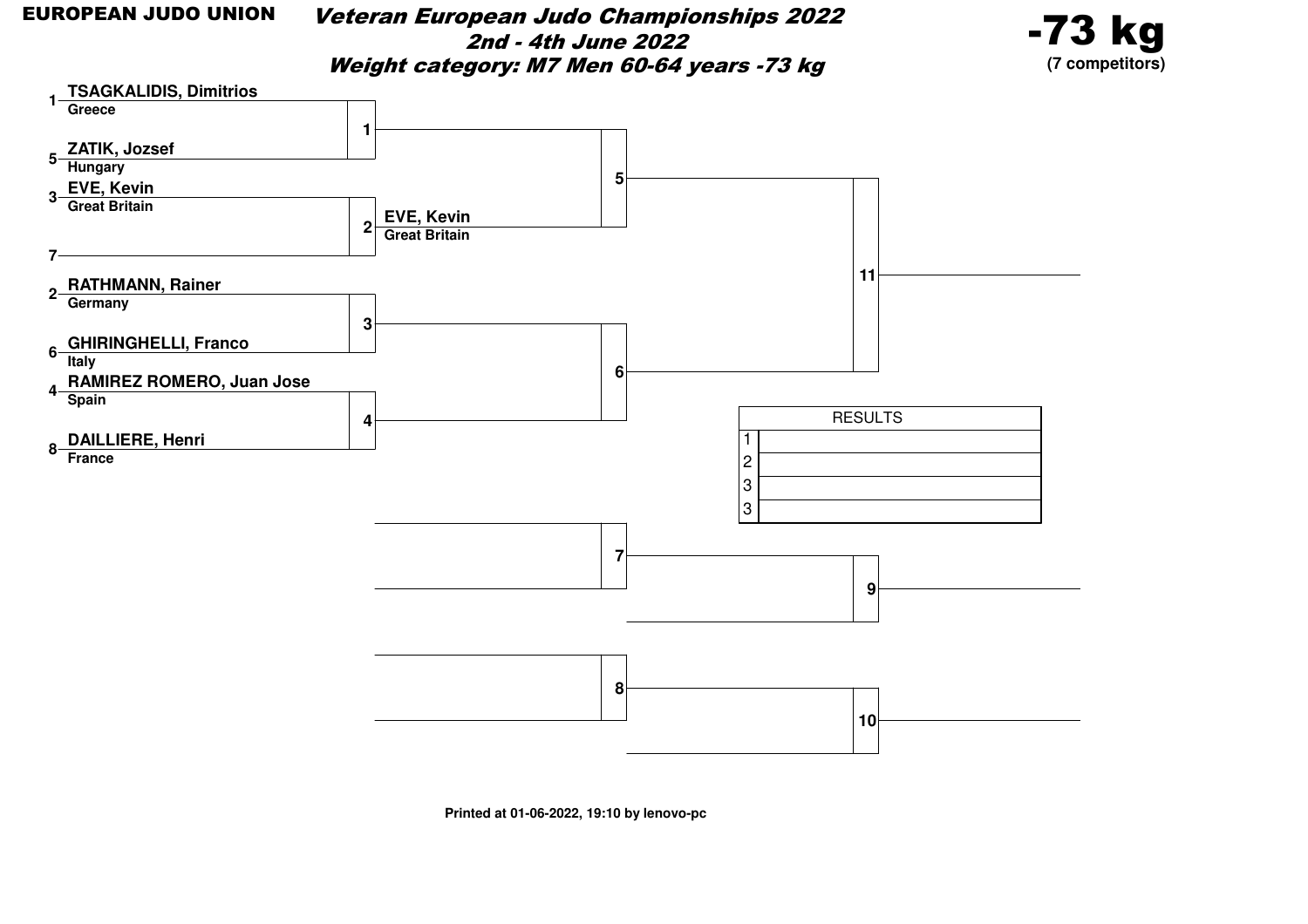**EUROPEAN JUDO UNION**

# *Veteran European Judo Championships 2022*

## *2nd - 4th June 2022*

## *Weight category: M7 Men 60-64 years -73 kg*

**-73 kg**
**(7 competitors)**

| Seed | Competitor | Country |
|---|---|---|
| 1 | TSAGKALIDIS, Dimitrios | Greece |
| 5 | ZATIK, Jozsef | Hungary |
| 3 | EVE, Kevin | Great Britain |
| 7 | | |
| 2 | RATHMANN, Rainer | Germany |
| 6 | GHIRINGHELLI, Franco | Italy |
| 4 | RAMIREZ ROMERO, Juan Jose | Spain |
| 8 | DAILLIERE, Henri | France |

Contest 1: TSAGKALIDIS, Dimitrios (Greece) vs ZATIK, Jozsef (Hungary)

Contest 2: EVE, Kevin (Great Britain) vs (7) — Winner: **EVE, Kevin** (Great Britain)

Contest 3: RATHMANN, Rainer (Germany) vs GHIRINGHELLI, Franco (Italy)

Contest 4: RAMIREZ ROMERO, Juan Jose (Spain) vs DAILLIERE, Henri (France)

Contest 5: Winner 1 vs EVE, Kevin (Great Britain)

Contest 6: Winner 3 vs Winner 4

Contest 11: Winner 5 vs Winner 6

Repechage: Contests 7, 8, 9, 10

| RESULTS | |
|---|---|
| 1 | |
| 2 | |
| 3 | |
| 3 | |

**Printed at 01-06-2022, 19:10 by lenovo-pc**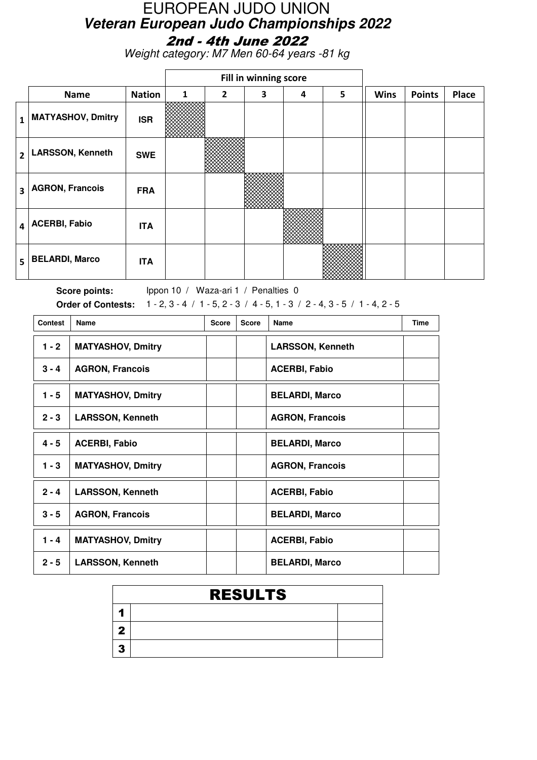# EUROPEAN JUDO UNION

## *Veteran European Judo Championships 2022*

### 2nd - 4th June 2022

*Weight category: M7 Men 60-64 years -81 kg*

| | | | Fill in winning score | | | | | | | |
|---|---|---|---|---|---|---|---|---|---|---|
| | **Name** | **Nation** | **1** | **2** | **3** | **4** | **5** | **Wins** | **Points** | **Place** |
| 1 | **MATYASHOV, Dmitry** | **ISR** | | | | | | | | |
| 2 | **LARSSON, Kenneth** | **SWE** | | | | | | | | |
| 3 | **AGRON, Francois** | **FRA** | | | | | | | | |
| 4 | **ACERBI, Fabio** | **ITA** | | | | | | | | |
| 5 | **BELARDI, Marco** | **ITA** | | | | | | | | |

**Score points:** Ippon 10 / Waza-ari 1 / Penalties 0

**Order of Contests:** 1 - 2, 3 - 4 / 1 - 5, 2 - 3 / 4 - 5, 1 - 3 / 2 - 4, 3 - 5 / 1 - 4, 2 - 5

| Contest | Name | Score | Score | Name | Time |
|---|---|---|---|---|---|
| 1 - 2 | **MATYASHOV, Dmitry** | | | **LARSSON, Kenneth** | |
| 3 - 4 | **AGRON, Francois** | | | **ACERBI, Fabio** | |
| 1 - 5 | **MATYASHOV, Dmitry** | | | **BELARDI, Marco** | |
| 2 - 3 | **LARSSON, Kenneth** | | | **AGRON, Francois** | |
| 4 - 5 | **ACERBI, Fabio** | | | **BELARDI, Marco** | |
| 1 - 3 | **MATYASHOV, Dmitry** | | | **AGRON, Francois** | |
| 2 - 4 | **LARSSON, Kenneth** | | | **ACERBI, Fabio** | |
| 3 - 5 | **AGRON, Francois** | | | **BELARDI, Marco** | |
| 1 - 4 | **MATYASHOV, Dmitry** | | | **ACERBI, Fabio** | |
| 2 - 5 | **LARSSON, Kenneth** | | | **BELARDI, Marco** | |

| RESULTS | | |
|---|---|---|
| 1 | | |
| 2 | | |
| 3 | | |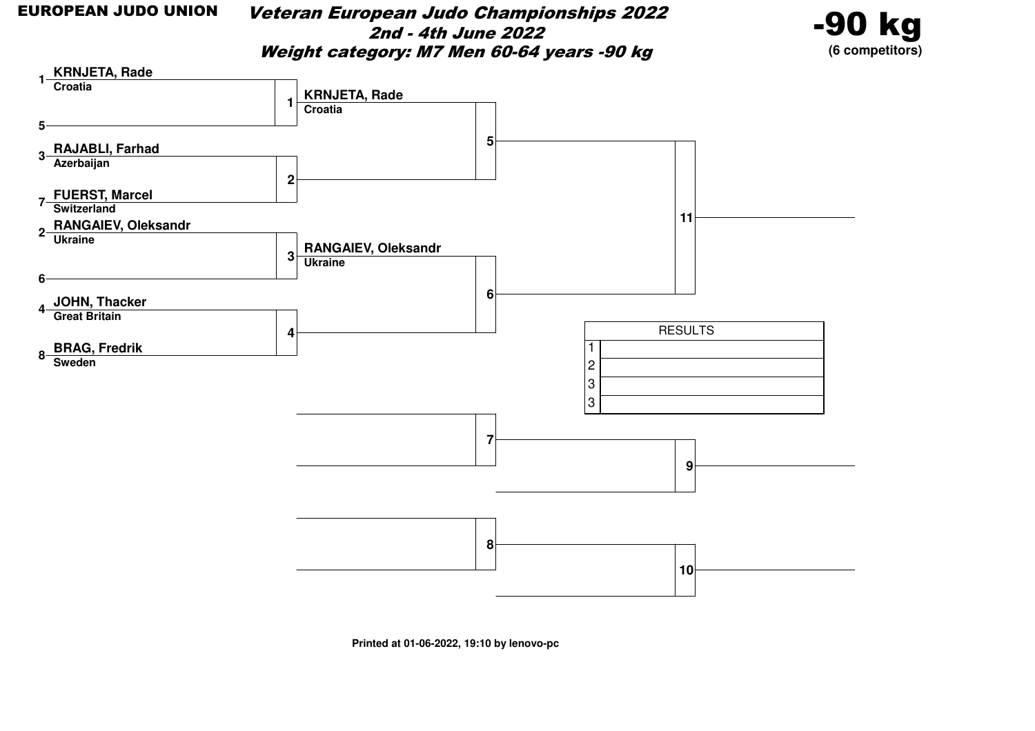**EUROPEAN JUDO UNION**

# *Veteran European Judo Championships 2022*

## *2nd - 4th June 2022*

### *Weight category: M7 Men 60-64 years -90 kg*

**-90 kg**
**(6 competitors)**

| Seed | Competitor | Country | Match |
|---|---|---|---|
| 1 | KRNJETA, Rade | Croatia | 1 |
| 5 | | | 1 |
| 3 | RAJABLI, Farhad | Azerbaijan | 2 |
| 7 | FUERST, Marcel | Switzerland | 2 |
| 2 | RANGAIEV, Oleksandr | Ukraine | 3 |
| 6 | | | 3 |
| 4 | JOHN, Thacker | Great Britain | 4 |
| 8 | BRAG, Fredrik | Sweden | 4 |

Match 1 winner: **KRNJETA, Rade** – Croatia

Match 3 winner: **RANGAIEV, Oleksandr** – Ukraine

Matches 5, 6, 7, 8, 9, 10, 11

| RESULTS | |
|---|---|
| 1 | |
| 2 | |
| 3 | |
| 3 | |

**Printed at 01-06-2022, 19:10 by lenovo-pc**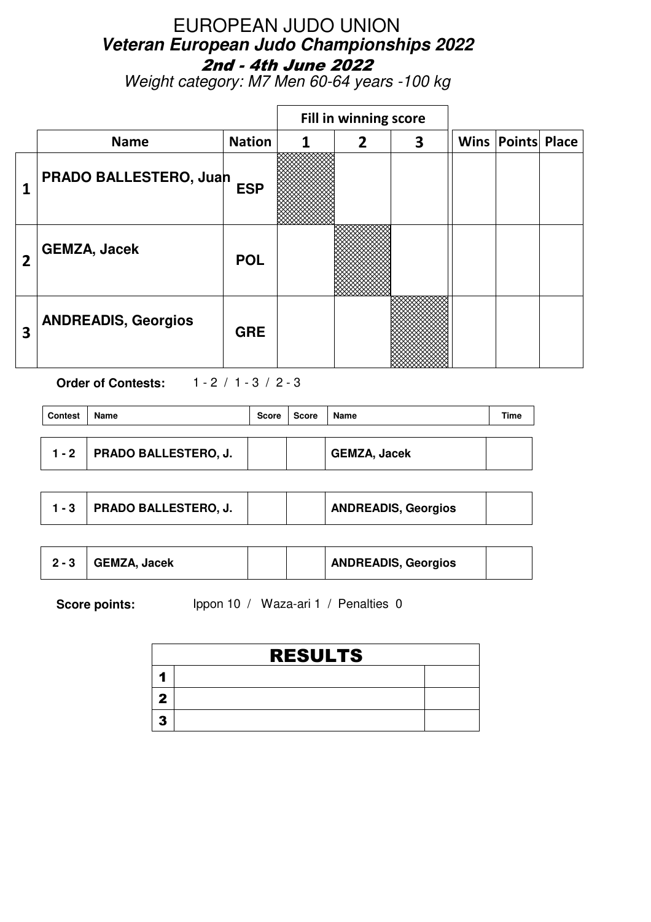# EUROPEAN JUDO UNION

## *Veteran European Judo Championships 2022*

## *2nd - 4th June 2022*

*Weight category: M7 Men 60-64 years -100 kg*

| | | | Fill in winning score | | | | | |
|---|---|---|---|---|---|---|---|---|
| | **Name** | **Nation** | **1** | **2** | **3** | **Wins** | **Points** | **Place** |
| **1** | **PRADO BALLESTERO, Juan** | **ESP** | | | | | | |
| **2** | **GEMZA, Jacek** | **POL** | | | | | | |
| **3** | **ANDREADIS, Georgios** | **GRE** | | | | | | |

**Order of Contests:** 1 - 2 / 1 - 3 / 2 - 3

| Contest | Name | Score | Score | Name | Time |
|---|---|---|---|---|---|
| **1 - 2** | **PRADO BALLESTERO, J.** | | | **GEMZA, Jacek** | |
| **1 - 3** | **PRADO BALLESTERO, J.** | | | **ANDREADIS, Georgios** | |
| **2 - 3** | **GEMZA, Jacek** | | | **ANDREADIS, Georgios** | |

**Score points:** Ippon 10 / Waza-ari 1 / Penalties 0

| RESULTS | | |
|---|---|---|
| **1** | | |
| **2** | | |
| **3** | | |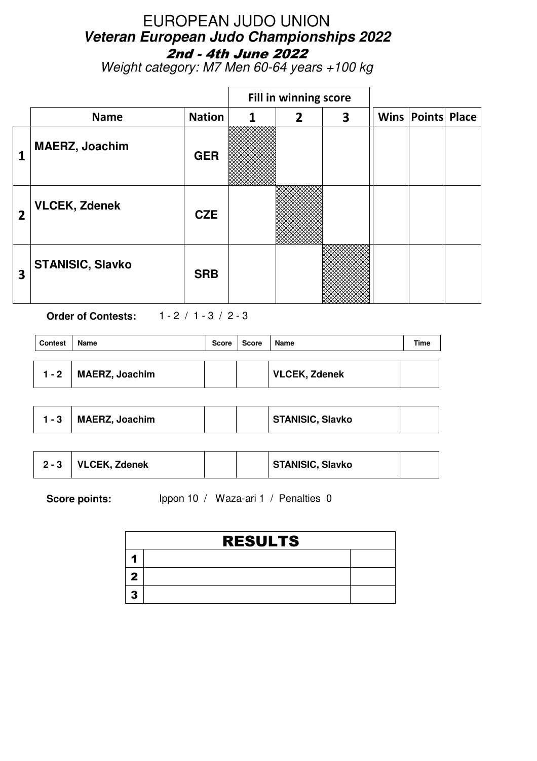# EUROPEAN JUDO UNION

## *Veteran European Judo Championships 2022*

### 2nd - 4th June 2022

*Weight category: M7 Men 60-64 years +100 kg*

| | | | Fill in winning score | | | | | |
|---|---|---|---|---|---|---|---|---|
| | **Name** | **Nation** | **1** | **2** | **3** | **Wins** | **Points** | **Place** |
| **1** | **MAERZ, Joachim** | **GER** | | | | | | |
| **2** | **VLCEK, Zdenek** | **CZE** | | | | | | |
| **3** | **STANISIC, Slavko** | **SRB** | | | | | | |

**Order of Contests:** 1 - 2 / 1 - 3 / 2 - 3

| Contest | Name | Score | Score | Name | Time |
|---|---|---|---|---|---|
| 1 - 2 | MAERZ, Joachim | | | VLCEK, Zdenek | |
| 1 - 3 | MAERZ, Joachim | | | STANISIC, Slavko | |
| 2 - 3 | VLCEK, Zdenek | | | STANISIC, Slavko | |

**Score points:** Ippon 10 / Waza-ari 1 / Penalties 0

| RESULTS | | |
|---|---|---|
| 1 | | |
| 2 | | |
| 3 | | |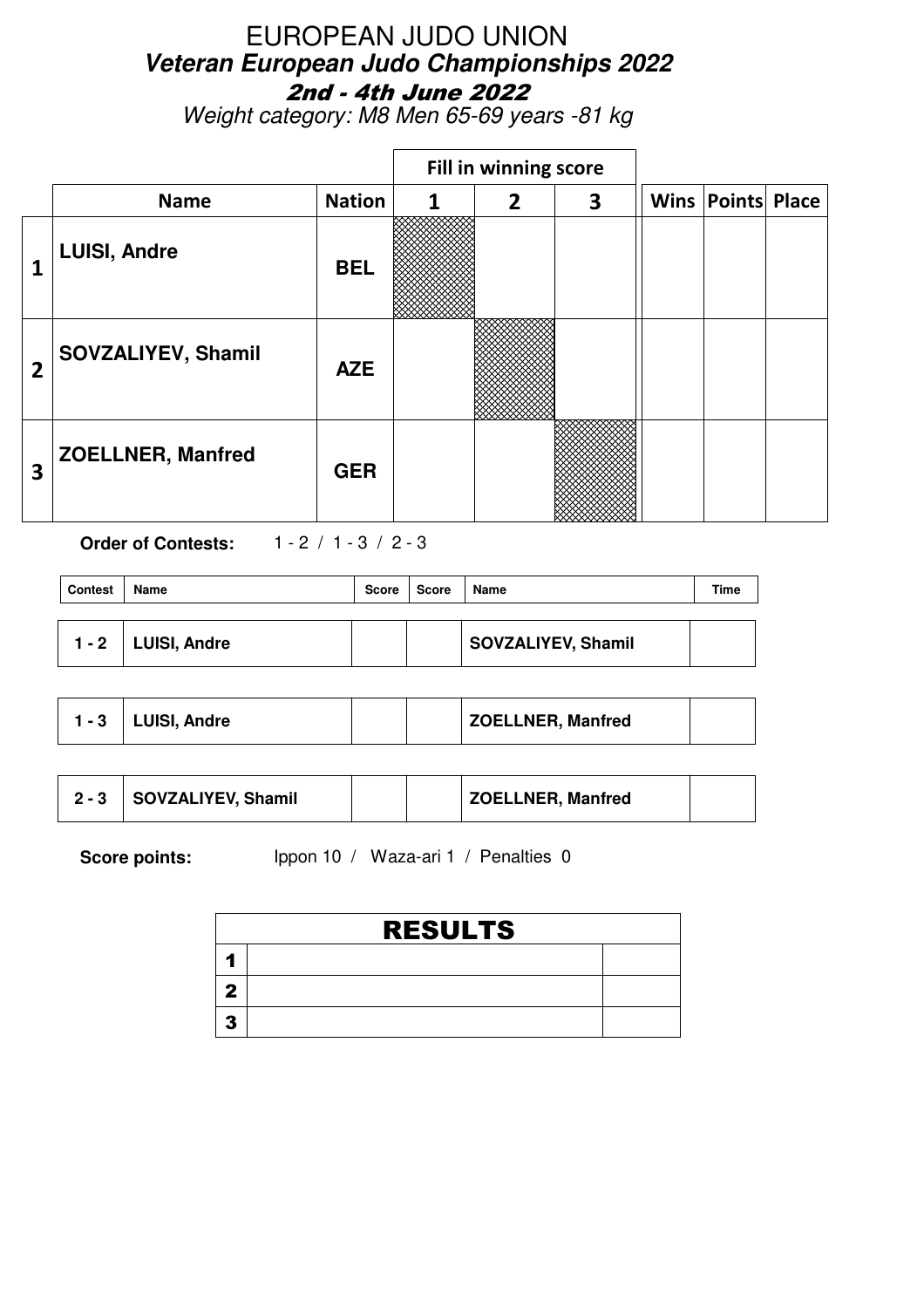# EUROPEAN JUDO UNION

## *Veteran European Judo Championships 2022*

### 2nd - 4th June 2022

*Weight category: M8 Men 65-69 years -81 kg*

| | | | Fill in winning score | | | | | |
|---|---|---|---|---|---|---|---|---|
| | **Name** | **Nation** | **1** | **2** | **3** | **Wins** | **Points** | **Place** |
| **1** | **LUISI, Andre** | **BEL** | | | | | | |
| **2** | **SOVZALIYEV, Shamil** | **AZE** | | | | | | |
| **3** | **ZOELLNER, Manfred** | **GER** | | | | | | |

**Order of Contests:** 1 - 2 / 1 - 3 / 2 - 3

| Contest | Name | Score | Score | Name | Time |
|---|---|---|---|---|---|
| **1 - 2** | **LUISI, Andre** | | | **SOVZALIYEV, Shamil** | |
| **1 - 3** | **LUISI, Andre** | | | **ZOELLNER, Manfred** | |
| **2 - 3** | **SOVZALIYEV, Shamil** | | | **ZOELLNER, Manfred** | |

**Score points:** Ippon 10 / Waza-ari 1 / Penalties 0

| RESULTS | | |
|---|---|---|
| **1** | | |
| **2** | | |
| **3** | | |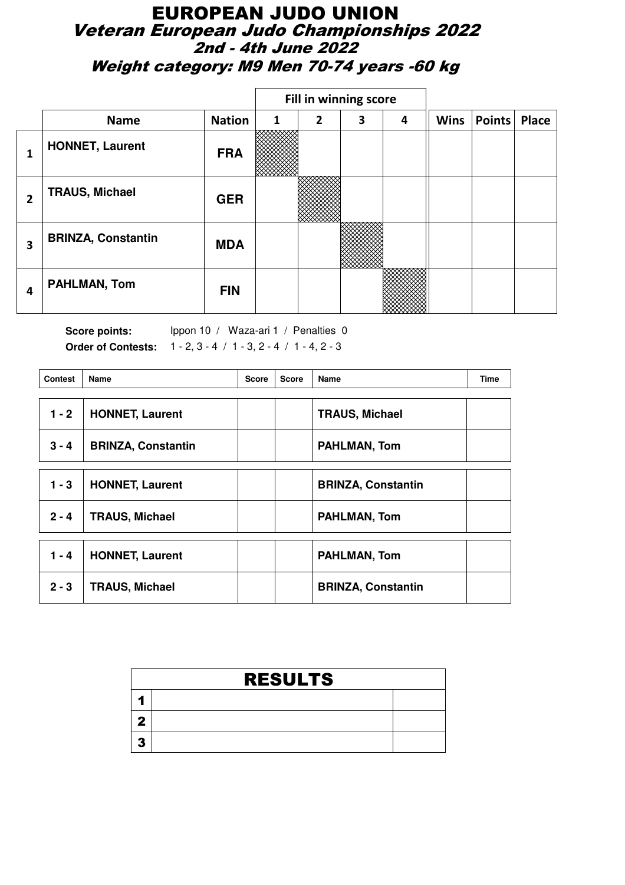# EUROPEAN JUDO UNION

## Veteran European Judo Championships 2022

### 2nd - 4th June 2022

### Weight category: M9 Men 70-74 years -60 kg

| | Name | Nation | Fill in winning score 1 | 2 | 3 | 4 | Wins | Points | Place |
|---|---|---|---|---|---|---|---|---|---|
| 1 | HONNET, Laurent | FRA | | | | | | | |
| 2 | TRAUS, Michael | GER | | | | | | | |
| 3 | BRINZA, Constantin | MDA | | | | | | | |
| 4 | PAHLMAN, Tom | FIN | | | | | | | |

**Score points:** Ippon 10 / Waza-ari 1 / Penalties 0

**Order of Contests:** 1 - 2, 3 - 4 / 1 - 3, 2 - 4 / 1 - 4, 2 - 3

| Contest | Name | Score | Score | Name | Time |
|---|---|---|---|---|---|
| 1 - 2 | HONNET, Laurent | | | TRAUS, Michael | |
| 3 - 4 | BRINZA, Constantin | | | PAHLMAN, Tom | |
| 1 - 3 | HONNET, Laurent | | | BRINZA, Constantin | |
| 2 - 4 | TRAUS, Michael | | | PAHLMAN, Tom | |
| 1 - 4 | HONNET, Laurent | | | PAHLMAN, Tom | |
| 2 - 3 | TRAUS, Michael | | | BRINZA, Constantin | |

| RESULTS | | |
|---|---|---|
| 1 | | |
| 2 | | |
| 3 | | |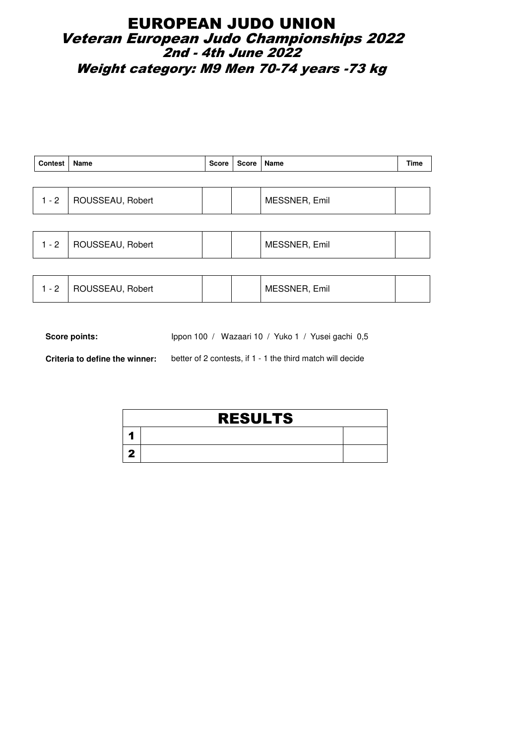# EUROPEAN JUDO UNION

## Veteran European Judo Championships 2022

### 2nd - 4th June 2022

### Weight category: M9 Men 70-74 years -73 kg

| Contest | Name | Score | Score | Name | Time |
|---|---|---|---|---|---|
| 1 - 2 | ROUSSEAU, Robert | | | MESSNER, Emil | |
| 1 - 2 | ROUSSEAU, Robert | | | MESSNER, Emil | |
| 1 - 2 | ROUSSEAU, Robert | | | MESSNER, Emil | |

**Score points:** Ippon 100 / Wazaari 10 / Yuko 1 / Yusei gachi 0,5

**Criteria to define the winner:** better of 2 contests, if 1 - 1 the third match will decide

| RESULTS | | |
|---|---|---|
| 1 | | |
| 2 | | |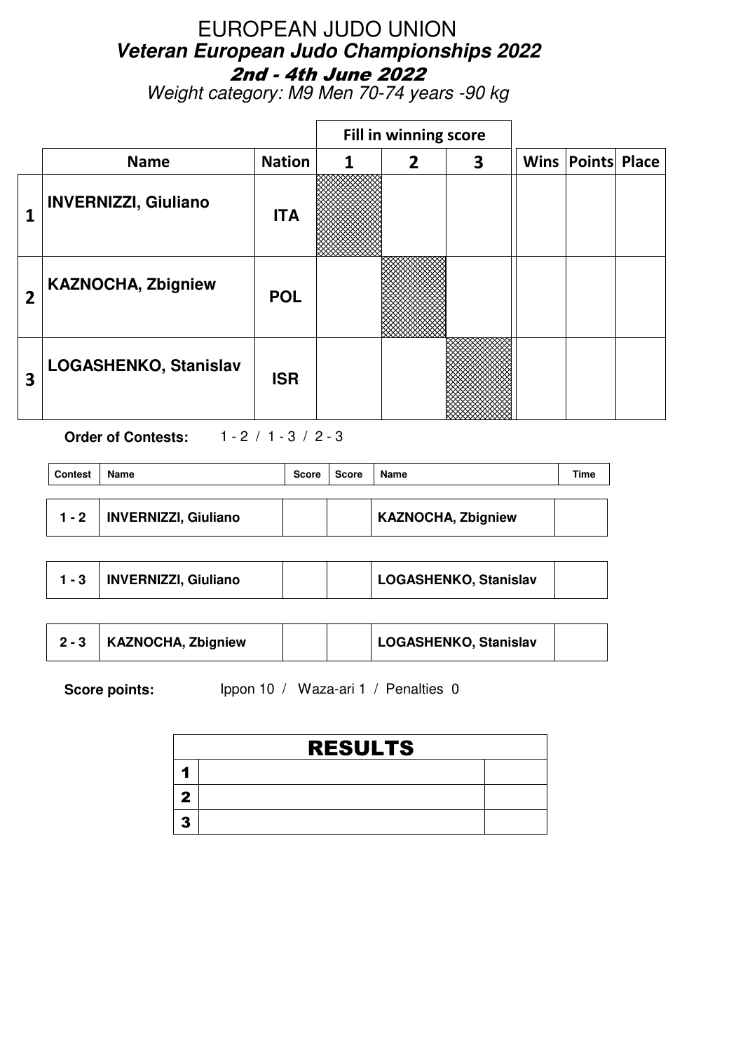# EUROPEAN JUDO UNION

## *Veteran European Judo Championships 2022*

### 2nd - 4th June 2022

*Weight category: M9 Men 70-74 years -90 kg*

| | Name | Nation | Fill in winning score 1 | 2 | 3 | Wins | Points | Place |
|---|---|---|---|---|---|---|---|---|
| **1** | **INVERNIZZI, Giuliano** | **ITA** | | | | | | |
| **2** | **KAZNOCHA, Zbigniew** | **POL** | | | | | | |
| **3** | **LOGASHENKO, Stanislav** | **ISR** | | | | | | |

**Order of Contests:** 1 - 2 / 1 - 3 / 2 - 3

| Contest | Name | Score | Score | Name | Time |
|---|---|---|---|---|---|
| **1 - 2** | **INVERNIZZI, Giuliano** | | | **KAZNOCHA, Zbigniew** | |
| **1 - 3** | **INVERNIZZI, Giuliano** | | | **LOGASHENKO, Stanislav** | |
| **2 - 3** | **KAZNOCHA, Zbigniew** | | | **LOGASHENKO, Stanislav** | |

**Score points:** Ippon 10 / Waza-ari 1 / Penalties 0

| RESULTS | | |
|---|---|---|
| **1** | | |
| **2** | | |
| **3** | | |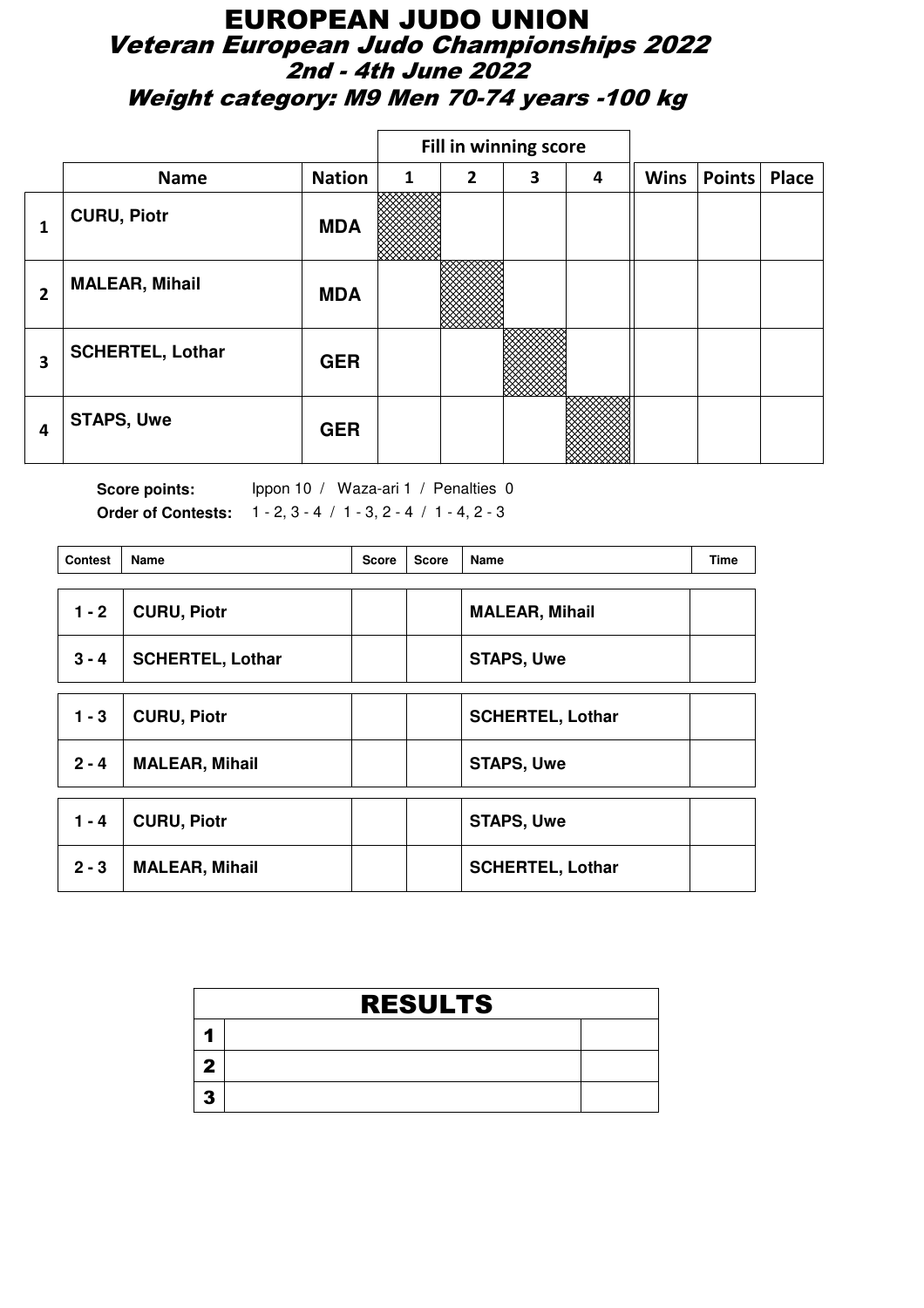# EUROPEAN JUDO UNION

## Veteran European Judo Championships 2022

### 2nd - 4th June 2022

### Weight category: M9 Men 70-74 years -100 kg

| | | | Fill in winning score | | | | | | |
|---|---|---|---|---|---|---|---|---|---|
| | **Name** | **Nation** | **1** | **2** | **3** | **4** | **Wins** | **Points** | **Place** |
| **1** | **CURU, Piotr** | **MDA** | | | | | | | |
| **2** | **MALEAR, Mihail** | **MDA** | | | | | | | |
| **3** | **SCHERTEL, Lothar** | **GER** | | | | | | | |
| **4** | **STAPS, Uwe** | **GER** | | | | | | | |

**Score points:** Ippon 10 / Waza-ari 1 / Penalties 0

**Order of Contests:** 1 - 2, 3 - 4 / 1 - 3, 2 - 4 / 1 - 4, 2 - 3

| Contest | Name | Score | Score | Name | Time |
|---|---|---|---|---|---|
| **1 - 2** | **CURU, Piotr** | | | **MALEAR, Mihail** | |
| **3 - 4** | **SCHERTEL, Lothar** | | | **STAPS, Uwe** | |
| **1 - 3** | **CURU, Piotr** | | | **SCHERTEL, Lothar** | |
| **2 - 4** | **MALEAR, Mihail** | | | **STAPS, Uwe** | |
| **1 - 4** | **CURU, Piotr** | | | **STAPS, Uwe** | |
| **2 - 3** | **MALEAR, Mihail** | | | **SCHERTEL, Lothar** | |

| RESULTS | | |
|---|---|---|
| **1** | | |
| **2** | | |
| **3** | | |